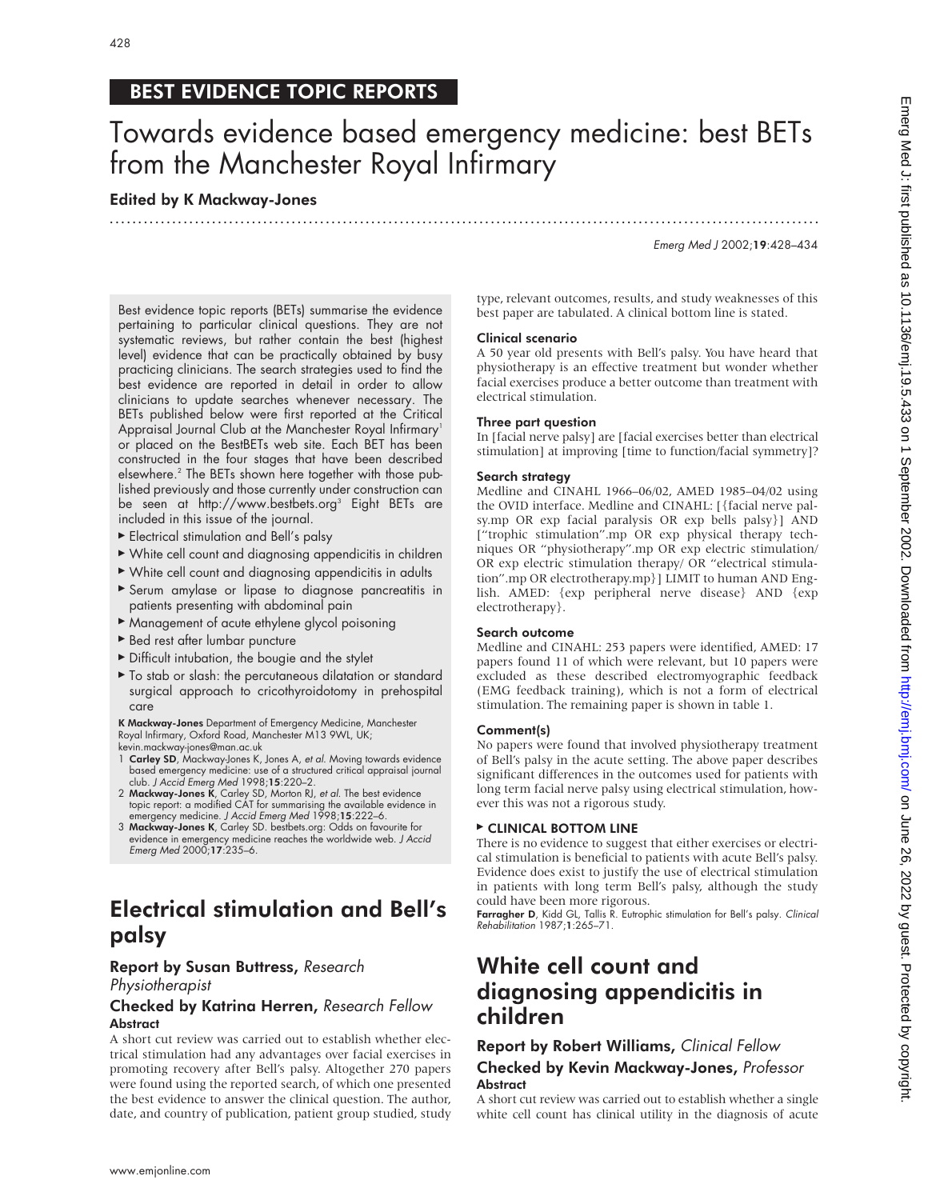## BEST EVIDENCE TOPIC REPORTS

# Towards evidence based emergency medicine: best BETs from the Manchester Royal Infirmary

### Edited by K Mackway-Jones

Best evidence topic reports (BETs) summarise the evidence pertaining to particular clinical questions. They are not systematic reviews, but rather contain the best (highest level) evidence that can be practically obtained by busy practicing clinicians. The search strategies used to find the best evidence are reported in detail in order to allow clinicians to update searches whenever necessary. The BETs published below were first reported at the Critical Appraisal Journal Club at the Manchester Royal Infirmary[1] or placed on the BestBETs web site. Each BET has been constructed in the four stages that have been described elsewhere.[2] The BETs shown here together with those published previously and those currently under construction can be seen at http://www.bestbets.org[3] Eight BETs are included in this issue of the journal.

- Electrical stimulation and Bell's palsy
- White cell count and diagnosing appendicitis in children
- White cell count and diagnosing appendicitis in adults
- Serum amylase or lipase to diagnose pancreatitis in patients presenting with abdominal pain
- Management of acute ethylene glycol poisoning
- Bed rest after lumbar puncture
- Difficult intubation, the bougie and the stylet
- To stab or slash: the percutaneous dilatation or standard surgical approach to cricothyroidotomy in prehospital care

**K Mackway-Jones** Department of Emergency Medicine, Manchester Royal Infirmary, Oxford Road, Manchester M13 9WL, UK; kevin.mackway-jones@man.ac.uk

1. **Carley SD**, Mackway-Jones K, Jones A, *et al.* Moving towards evidence based emergency medicine: use of a structured critical appraisal journal club. *J Accid Emerg Med* 1998;**15**:220–2.
2. **Mackway-Jones K**, Carley SD, Morton RJ, *et al.* The best evidence topic report: a modified CAT for summarising the available evidence in emergency medicine. *J Accid Emerg Med* 1998;**15**:222–6.
3. **Mackway-Jones K**, Carley SD. bestbets.org: Odds on favourite for evidence in emergency medicine reaches the worldwide web. *J Accid Emerg Med* 2000;**17**:235–6.

## Electrical stimulation and Bell's palsy

### Report by Susan Buttress, *Research Physiotherapist*

### Checked by Katrina Herren, *Research Fellow*

#### Abstract

A short cut review was carried out to establish whether electrical stimulation had any advantages over facial exercises in promoting recovery after Bell's palsy. Altogether 270 papers were found using the reported search, of which one presented the best evidence to answer the clinical question. The author, date, and country of publication, patient group studied, study type, relevant outcomes, results, and study weaknesses of this best paper are tabulated. A clinical bottom line is stated.

#### Clinical scenario

A 50 year old presents with Bell's palsy. You have heard that physiotherapy is an effective treatment but wonder whether facial exercises produce a better outcome than treatment with electrical stimulation.

#### Three part question

In [facial nerve palsy] are [facial exercises better than electrical stimulation] at improving [time to function/facial symmetry]?

#### Search strategy

Medline and CINAHL 1966–06/02, AMED 1985–04/02 using the OVID interface. Medline and CINAHL: [{facial nerve palsy.mp OR exp facial paralysis OR exp bells palsy}] AND ["trophic stimulation".mp OR exp physical therapy techniques OR "physiotherapy".mp OR exp electric stimulation/ OR exp electric stimulation therapy/ OR "electrical stimulation".mp OR electrotherapy.mp}] LIMIT to human AND English. AMED: {exp peripheral nerve disease} AND {exp electrotherapy}.

#### Search outcome

Medline and CINAHL: 253 papers were identified, AMED: 17 papers found 11 of which were relevant, but 10 papers were excluded as these described electromyographic feedback (EMG feedback training), which is not a form of electrical stimulation. The remaining paper is shown in table 1.

#### Comment(s)

No papers were found that involved physiotherapy treatment of Bell's palsy in the acute setting. The above paper describes significant differences in the outcomes used for patients with long term facial nerve palsy using electrical stimulation, however this was not a rigorous study.

#### CLINICAL BOTTOM LINE

There is no evidence to suggest that either exercises or electrical stimulation is beneficial to patients with acute Bell's palsy. Evidence does exist to justify the use of electrical stimulation in patients with long term Bell's palsy, although the study could have been more rigorous.

**Farragher D**, Kidd GL, Tallis R. Eutrophic stimulation for Bell's palsy. *Clinical Rehabilitation* 1987;**1**:265–71.

## White cell count and diagnosing appendicitis in children

### Report by Robert Williams, *Clinical Fellow*

### Checked by Kevin Mackway-Jones, *Professor*

#### Abstract

A short cut review was carried out to establish whether a single white cell count has clinical utility in the diagnosis of acute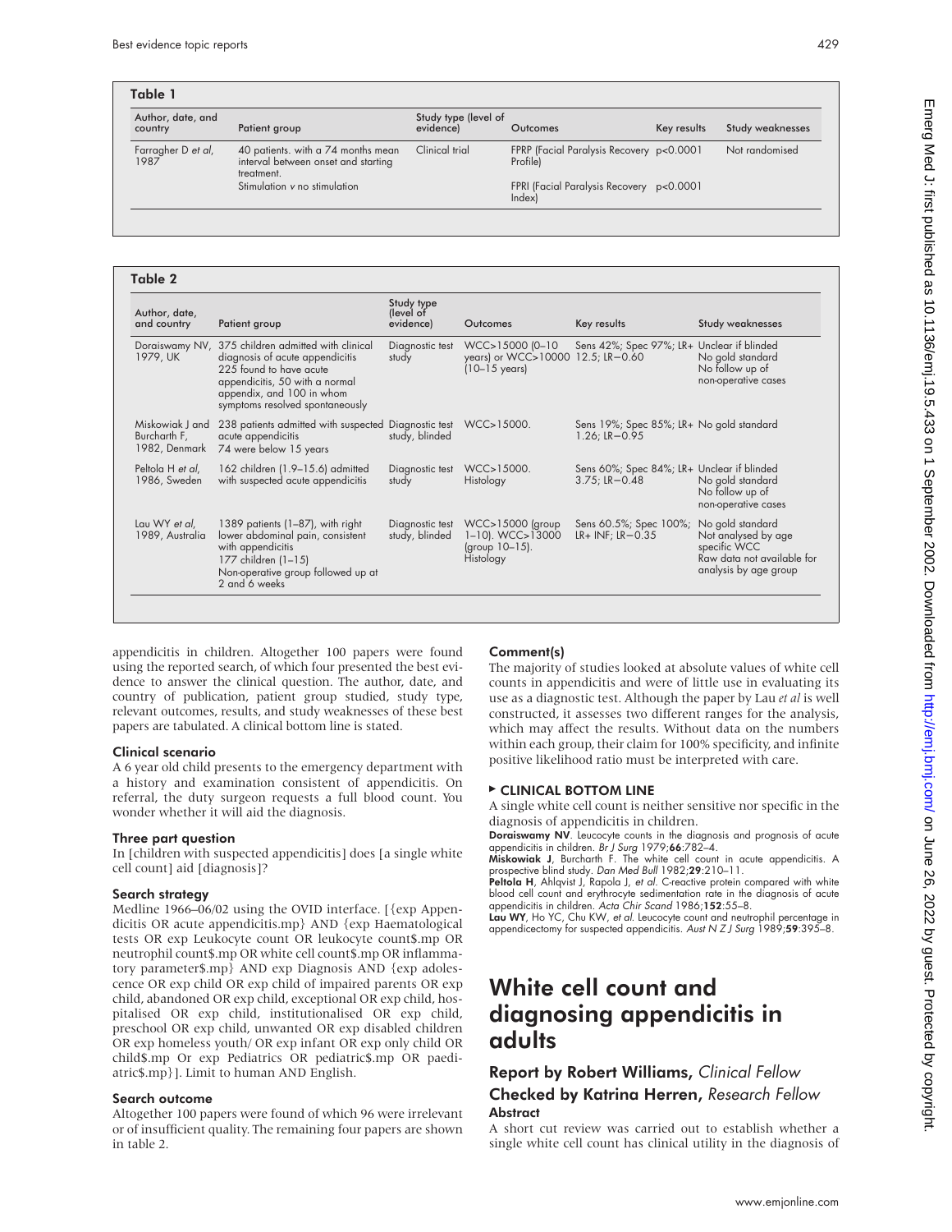**Table 1**

| Author, date, and country | Patient group | Study type (level of evidence) | Outcomes | Key results | Study weaknesses |
|---|---|---|---|---|---|
| Farragher D *et al*, 1987 | 40 patients. with a 74 months mean interval between onset and starting treatment. | Clinical trial | FPRP (Facial Paralysis Recovery Profile) | p<0.0001 | Not randomised |
| | Stimulation *v* no stimulation | | FPRI (Facial Paralysis Recovery Index) | p<0.0001 | |

**Table 2**

| Author, date, and country | Patient group | Study type (level of evidence) | Outcomes | Key results | Study weaknesses |
|---|---|---|---|---|---|
| Doraiswamy NV, 1979, UK | 375 children admitted with clinical diagnosis of acute appendicitis 225 found to have acute appendicitis, 50 with a normal appendix, and 100 in whom symptoms resolved spontaneously | Diagnostic test study | WCC>15000 (0–10 years) or WCC>10000 (10–15 years) | Sens 42%; Spec 97%; LR+ 12.5; LR−0.60 | Unclear if blinded No gold standard No follow up of non-operative cases |
| Miskowiak J and Burcharth F, 1982, Denmark | 238 patients admitted with suspected acute appendicitis 74 were below 15 years | Diagnostic test study, blinded | WCC>15000. | Sens 19%; Spec 85%; LR+ 1.26; LR−0.95 | No gold standard |
| Peltola H *et al*, 1986, Sweden | 162 children (1.9–15.6) admitted with suspected acute appendicitis | Diagnostic test study | WCC>15000. Histology | Sens 60%; Spec 84%; LR+ 3.75; LR−0.48 | Unclear if blinded No gold standard No follow up of non-operative cases |
| Lau WY *et al*, 1989, Australia | 1389 patients (1–87), with right lower abdominal pain, consistent with appendicitis 177 children (1–15) Non-operative group followed up at 2 and 6 weeks | Diagnostic test study, blinded | WCC>15000 (group 1–10). WCC>13000 (group 10–15). Histology | Sens 60.5%; Spec 100%; LR+ INF; LR−0.35 | No gold standard Not analysed by age specific WCC Raw data not available for analysis by age group |

appendicitis in children. Altogether 100 papers were found using the reported search, of which four presented the best evidence to answer the clinical question. The author, date, and country of publication, patient group studied, study type, relevant outcomes, results, and study weaknesses of these best papers are tabulated. A clinical bottom line is stated.

### Clinical scenario

A 6 year old child presents to the emergency department with a history and examination consistent of appendicitis. On referral, the duty surgeon requests a full blood count. You wonder whether it will aid the diagnosis.

### Three part question

In [children with suspected appendicitis] does [a single white cell count] aid [diagnosis]?

### Search strategy

Medline 1966–06/02 using the OVID interface. [{exp Appendicitis OR acute appendicitis.mp} AND {exp Haematological tests OR exp Leukocyte count OR leukocyte count$.mp OR neutrophil count$.mp OR white cell count$.mp OR inflammatory parameter$.mp} AND exp Diagnosis AND {exp adolescence OR exp child OR exp child of impaired parents OR exp child, abandoned OR exp child, exceptional OR exp child, hospitalised OR exp child, institutionalised OR exp child, preschool OR exp child, unwanted OR exp disabled children OR exp homeless youth/ OR exp infant OR exp only child OR child$.mp Or exp Pediatrics OR pediatric$.mp OR paediatric$.mp}]. Limit to human AND English.

### Search outcome

Altogether 100 papers were found of which 96 were irrelevant or of insufficient quality. The remaining four papers are shown in table 2.

### Comment(s)

The majority of studies looked at absolute values of white cell counts in appendicitis and were of little use in evaluating its use as a diagnostic test. Although the paper by Lau *et al* is well constructed, it assesses two different ranges for the analysis, which may affect the results. Without data on the numbers within each group, their claim for 100% specificity, and infinite positive likelihood ratio must be interpreted with care.

### ▸ CLINICAL BOTTOM LINE

A single white cell count is neither sensitive nor specific in the diagnosis of appendicitis in children.

**Doraiswamy NV**. Leucocyte counts in the diagnosis and prognosis of acute appendicitis in children. *Br J Surg* 1979;**66**:782–4.

**Miskowiak J**, Burcharth F. The white cell count in acute appendicitis. A prospective blind study. *Dan Med Bull* 1982;**29**:210–11.

**Peltola H**, Ahlqvist J, Rapola J, *et al*. C-reactive protein compared with white blood cell count and erythrocyte sedimentation rate in the diagnosis of acute appendicitis in children. *Acta Chir Scand* 1986;**152**:55–8.

**Lau WY**, Ho YC, Chu KW, *et al*. Leucocyte count and neutrophil percentage in appendicectomy for suspected appendicitis. *Aust N Z J Surg* 1989;**59**:395–8.

# White cell count and diagnosing appendicitis in adults

### Report by Robert Williams, *Clinical Fellow*

### Checked by Katrina Herren, *Research Fellow*

### Abstract

A short cut review was carried out to establish whether a single white cell count has clinical utility in the diagnosis of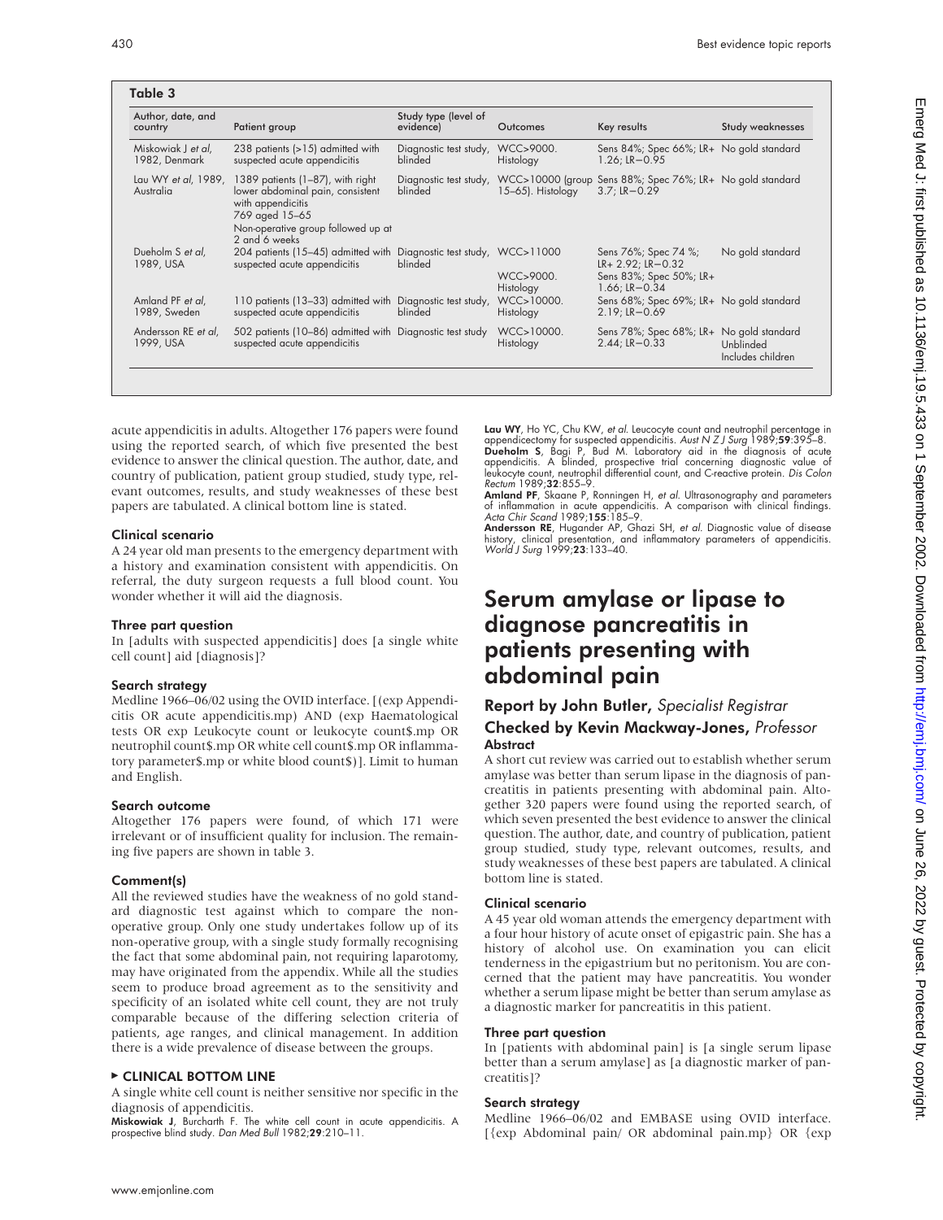**Table 3**

| Author, date, and country | Patient group | Study type (level of evidence) | Outcomes | Key results | Study weaknesses |
|---|---|---|---|---|---|
| Miskowiak J *et al*, 1982, Denmark | 238 patients (>15) admitted with suspected acute appendicitis | Diagnostic test study, blinded | WCC>9000. Histology | Sens 84%; Spec 66%; LR+ 1.26; LR−0.95 | No gold standard |
| Lau WY *et al*, 1989, Australia | 1389 patients (1–87), with right lower abdominal pain, consistent with appendicitis 769 aged 15–65 Non-operative group followed up at 2 and 6 weeks | Diagnostic test study, blinded | WCC>10000 (group 15–65). Histology | Sens 88%; Spec 76%; LR+ 3.7; LR−0.29 | No gold standard |
| Dueholm S *et al*, 1989, USA | 204 patients (15–45) admitted with suspected acute appendicitis | Diagnostic test study, blinded | WCC>11000 WCC>9000. Histology | Sens 76%; Spec 74 %; LR+ 2.92; LR−0.32 Sens 83%; Spec 50%; LR+ 1.66; LR−0.34 | No gold standard |
| Amland PF *et al*, 1989, Sweden | 110 patients (13–33) admitted with suspected acute appendicitis | Diagnostic test study, blinded | WCC>10000. Histology | Sens 68%; Spec 69%; LR+ 2.19; LR−0.69 | No gold standard |
| Andersson RE *et al*, 1999, USA | 502 patients (10–86) admitted with suspected acute appendicitis | Diagnostic test study | WCC>10000. Histology | Sens 78%; Spec 68%; LR+ 2.44; LR−0.33 | No gold standard Unblinded Includes children |

acute appendicitis in adults. Altogether 176 papers were found using the reported search, of which five presented the best evidence to answer the clinical question. The author, date, and country of publication, patient group studied, study type, relevant outcomes, results, and study weaknesses of these best papers are tabulated. A clinical bottom line is stated.

### Clinical scenario

A 24 year old man presents to the emergency department with a history and examination consistent with appendicitis. On referral, the duty surgeon requests a full blood count. You wonder whether it will aid the diagnosis.

### Three part question

In [adults with suspected appendicitis] does [a single white cell count] aid [diagnosis]?

### Search strategy

Medline 1966–06/02 using the OVID interface. [(exp Appendicitis OR acute appendicitis.mp) AND (exp Haematological tests OR exp Leukocyte count or leukocyte count$.mp OR neutrophil count$.mp OR white cell count$.mp OR inflammatory parameter$.mp or white blood count$)]. Limit to human and English.

### Search outcome

Altogether 176 papers were found, of which 171 were irrelevant or of insufficient quality for inclusion. The remaining five papers are shown in table 3.

### Comment(s)

All the reviewed studies have the weakness of no gold standard diagnostic test against which to compare the non-operative group. Only one study undertakes follow up of its non-operative group, with a single study formally recognising the fact that some abdominal pain, not requiring laparotomy, may have originated from the appendix. While all the studies seem to produce broad agreement as to the sensitivity and specificity of an isolated white cell count, they are not truly comparable because of the differing selection criteria of patients, age ranges, and clinical management. In addition there is a wide prevalence of disease between the groups.

### ▸ CLINICAL BOTTOM LINE

A single white cell count is neither sensitive nor specific in the diagnosis of appendicitis.

**Miskowiak J**, Burcharth F. The white cell count in acute appendicitis. A prospective blind study. *Dan Med Bull* 1982;**29**:210–11.

**Lau WY**, Ho YC, Chu KW, *et al*. Leucocyte count and neutrophil percentage in appendicectomy for suspected appendicitis. *Aust N Z J Surg* 1989;**59**:395–8.

**Dueholm S**, Bagi P, Bud M. Laboratory aid in the diagnosis of acute appendicitis. A blinded, prospective trial concerning diagnostic value of leukocyte count, neutrophil differential count, and C-reactive protein. *Dis Colon Rectum* 1989;**32**:855–9.

**Amland PF**, Skaane P, Ronningen H, *et al*. Ultrasonography and parameters of inflammation in acute appendicitis. A comparison with clinical findings. *Acta Chir Scand* 1989;**155**:185–9.

**Andersson RE**, Hugander AP, Ghazi SH, *et al*. Diagnostic value of disease history, clinical presentation, and inflammatory parameters of appendicitis. *World J Surg* 1999;**23**:133–40.

# Serum amylase or lipase to diagnose pancreatitis in patients presenting with abdominal pain

## Report by John Butler, *Specialist Registrar*
## Checked by Kevin Mackway-Jones, *Professor*

### Abstract

A short cut review was carried out to establish whether serum amylase was better than serum lipase in the diagnosis of pancreatitis in patients presenting with abdominal pain. Altogether 320 papers were found using the reported search, of which seven presented the best evidence to answer the clinical question. The author, date, and country of publication, patient group studied, study type, relevant outcomes, results, and study weaknesses of these best papers are tabulated. A clinical bottom line is stated.

### Clinical scenario

A 45 year old woman attends the emergency department with a four hour history of acute onset of epigastric pain. She has a history of alcohol use. On examination you can elicit tenderness in the epigastrium but no peritonism. You are concerned that the patient may have pancreatitis. You wonder whether a serum lipase might be better than serum amylase as a diagnostic marker for pancreatitis in this patient.

### Three part question

In [patients with abdominal pain] is [a single serum lipase better than a serum amylase] as [a diagnostic marker of pancreatitis]?

### Search strategy

Medline 1966–06/02 and EMBASE using OVID interface. [{exp Abdominal pain/ OR abdominal pain.mp} OR {exp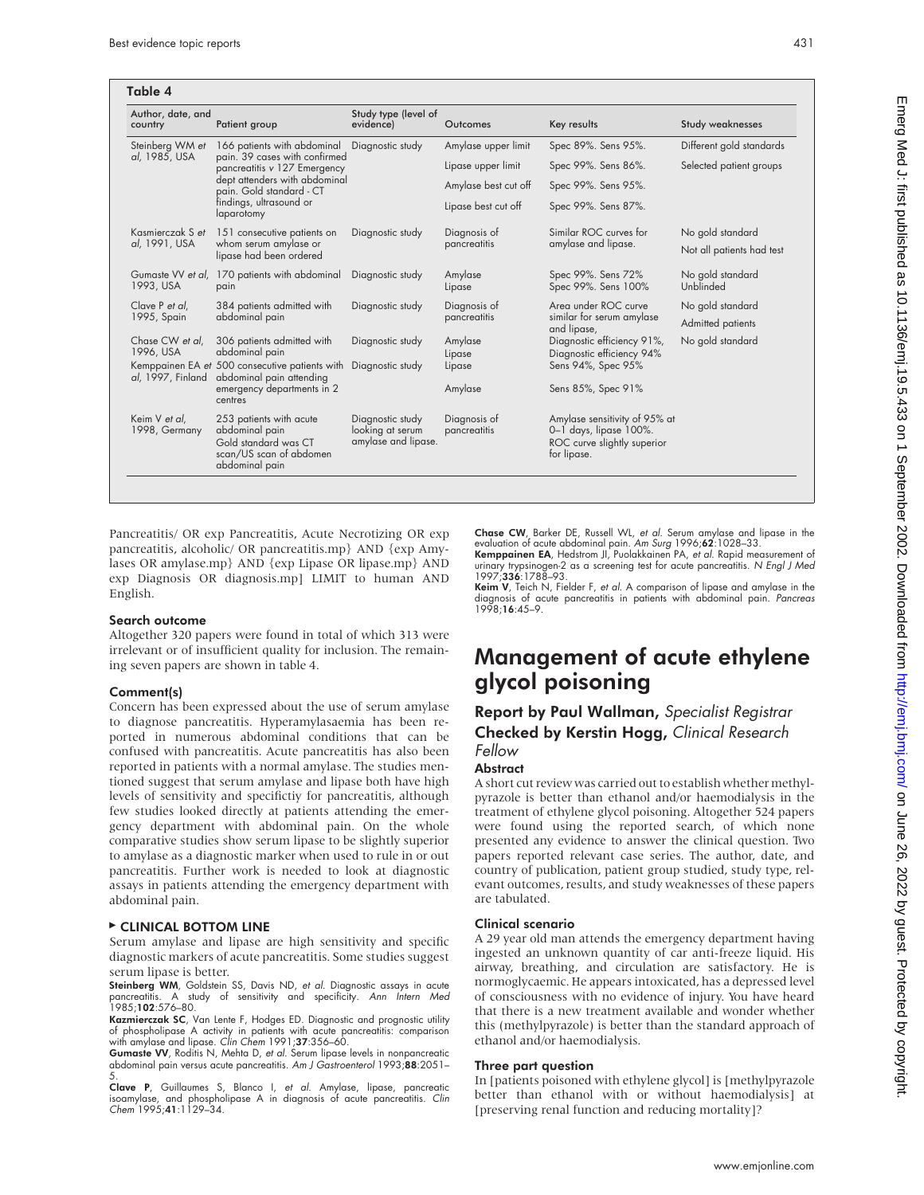**Table 4**

| Author, date, and country | Patient group | Study type (level of evidence) | Outcomes | Key results | Study weaknesses |
|---|---|---|---|---|---|
| Steinberg WM *et al*, 1985, USA | 166 patients with abdominal pain. 39 cases with confirmed pancreatitis *v* 127 Emergency dept attenders with abdominal pain. Gold standard - CT findings, ultrasound or laparotomy | Diagnostic study | Amylase upper limit | Spec 89%. Sens 95%. | Different gold standards |
| | | | Lipase upper limit | Spec 99%. Sens 86%. | Selected patient groups |
| | | | Amylase best cut off | Spec 99%. Sens 95%. | |
| | | | Lipase best cut off | Spec 99%. Sens 87%. | |
| Kasmierczak S *et al*, 1991, USA | 151 consecutive patients on whom serum amylase or lipase had been ordered | Diagnostic study | Diagnosis of pancreatitis | Similar ROC curves for amylase and lipase. | No gold standard |
| | | | | | Not all patients had test |
| Gumaste VV *et al*, 1993, USA | 170 patients with abdominal pain | Diagnostic study | Amylase<br>Lipase | Spec 99%. Sens 72%<br>Spec 99%. Sens 100% | No gold standard<br>Unblinded |
| Clave P *et al*, 1995, Spain | 384 patients admitted with abdominal pain | Diagnostic study | Diagnosis of pancreatitis | Area under ROC curve similar for serum amylase and lipase, | No gold standard |
| | | | | | Admitted patients |
| Chase CW *et al*, 1996, USA | 306 patients admitted with abdominal pain | Diagnostic study | Amylase<br>Lipase | Diagnostic efficiency 91%,<br>Diagnostic efficiency 94% | No gold standard |
| Kemppainen EA *et al*, 1997, Finland | 500 consecutive patients with abdominal pain attending emergency departments in 2 centres | Diagnostic study | Lipase | Sens 94%, Spec 95% | |
| | | | Amylase | Sens 85%, Spec 91% | |
| Keim V *et al*, 1998, Germany | 253 patients with acute abdominal pain<br>Gold standard was CT scan/US scan of abdomen abdominal pain | Diagnostic study looking at serum amylase and lipase. | Diagnosis of pancreatitis | Amylase sensitivity of 95% at 0–1 days, lipase 100%.<br>ROC curve slightly superior for lipase. | |

Pancreatitis/ OR exp Pancreatitis, Acute Necrotizing OR exp pancreatitis, alcoholic/ OR pancreatitis.mp} AND {exp Amylases OR amylase.mp} AND {exp Lipase OR lipase.mp} AND exp Diagnosis OR diagnosis.mp] LIMIT to human AND English.

### Search outcome

Altogether 320 papers were found in total of which 313 were irrelevant or of insufficient quality for inclusion. The remaining seven papers are shown in table 4.

### Comment(s)

Concern has been expressed about the use of serum amylase to diagnose pancreatitis. Hyperamylasaemia has been reported in numerous abdominal conditions that can be confused with pancreatitis. Acute pancreatitis has also been reported in patients with a normal amylase. The studies mentioned suggest that serum amylase and lipase both have high levels of sensitivity and specifictiy for pancreatitis, although few studies looked directly at patients attending the emergency department with abdominal pain. On the whole comparative studies show serum lipase to be slightly superior to amylase as a diagnostic marker when used to rule in or out pancreatitis. Further work is needed to look at diagnostic assays in patients attending the emergency department with abdominal pain.

### ▸ CLINICAL BOTTOM LINE

Serum amylase and lipase are high sensitivity and specific diagnostic markers of acute pancreatitis. Some studies suggest serum lipase is better.

**Steinberg WM**, Goldstein SS, Davis ND, *et al*. Diagnostic assays in acute pancreatitis. A study of sensitivity and specificity. *Ann Intern Med* 1985;**102**:576–80.

**Kazmierczak SC**, Van Lente F, Hodges ED. Diagnostic and prognostic utility of phospholipase A activity in patients with acute pancreatitis: comparison with amylase and lipase. *Clin Chem* 1991;**37**:356–60.

**Gumaste VV**, Roditis N, Mehta D, *et al*. Serum lipase levels in nonpancreatic abdominal pain versus acute pancreatitis. *Am J Gastroenterol* 1993;**88**:2051–5.

**Clave P**, Guillaumes S, Blanco I, *et al*. Amylase, lipase, pancreatic isoamylase, and phospholipase A in diagnosis of acute pancreatitis. *Clin Chem* 1995;**41**:1129–34.

**Chase CW**, Barker DE, Russell WL, *et al*. Serum amylase and lipase in the evaluation of acute abdominal pain. *Am Surg* 1996;**62**:1028–33.

**Kemppainen EA**, Hedstrom JI, Puolakkainen PA, *et al*. Rapid measurement of urinary trypsinogen-2 as a screening test for acute pancreatitis. *N Engl J Med* 1997;**336**:1788–93.

**Keim V**, Teich N, Fielder F, *et al*. A comparison of lipase and amylase in the diagnosis of acute pancreatitis in patients with abdominal pain. *Pancreas* 1998;**16**:45–9.

# Management of acute ethylene glycol poisoning

**Report by Paul Wallman,** *Specialist Registrar*
**Checked by Kerstin Hogg,** *Clinical Research Fellow*

### Abstract

A short cut review was carried out to establish whether methylpyrazole is better than ethanol and/or haemodialysis in the treatment of ethylene glycol poisoning. Altogether 524 papers were found using the reported search, of which none presented any evidence to answer the clinical question. Two papers reported relevant case series. The author, date, and country of publication, patient group studied, study type, relevant outcomes, results, and study weaknesses of these papers are tabulated.

### Clinical scenario

A 29 year old man attends the emergency department having ingested an unknown quantity of car anti-freeze liquid. His airway, breathing, and circulation are satisfactory. He is normoglycaemic. He appears intoxicated, has a depressed level of consciousness with no evidence of injury. You have heard that there is a new treatment available and wonder whether this (methylpyrazole) is better than the standard approach of ethanol and/or haemodialysis.

### Three part question

In [patients poisoned with ethylene glycol] is [methylpyrazole better than ethanol with or without haemodialysis] at [preserving renal function and reducing mortality]?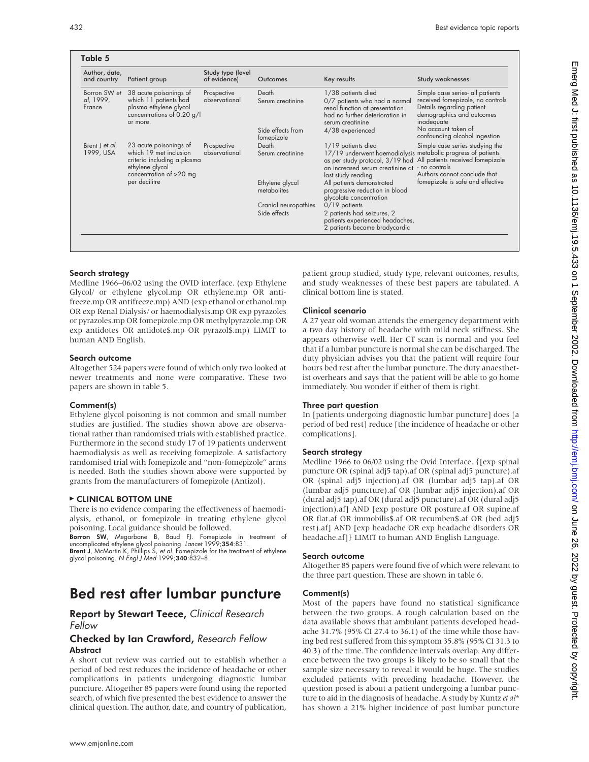**Table 5**

| Author, date, and country | Patient group | Study type (level of evidence) | Outcomes | Key results | Study weaknesses |
| --- | --- | --- | --- | --- | --- |
| Borron SW *et al*, 1999, France | 38 acute poisonings of which 11 patients had plasma ethylene glycol concentrations of 0.20 g/l or more. | Prospective observational | Death | 1/38 patients died | Simple case series- all patients received fomepizole, no controls. Details regarding patient demographics and outcomes inadequate. No account taken of confounding alcohol ingestion |
| | | | Serum creatinine | 0/7 patients who had a normal renal function at presentation had no further deterioration in serum creatinine | |
| | | | Side effects from fomepizole | 4/38 experienced | |
| Brent J *et al*, 1999, USA | 23 acute poisonings of which 19 met inclusion criteria including a plasma ethylene glycol concentration of >20 mg per decilitre | Prospective observational | Death | 1/19 patients died | Simple case series studying the metabolic progress of patients. All patients received fomepizole - no controls. Authors cannot conclude that fomepizole is safe and effective |
| | | | Serum creatinine | 17/19 underwent haemodialysis as per study protocol, 3/19 had an increased serum creatinine at last study reading | |
| | | | Ethylene glycol metabolites | All patients demonstrated progressive reduction in blood glycolate concentration | |
| | | | Cranial neuropathies | 0/19 patients | |
| | | | Side effects | 2 patients had seizures, 2 patients experienced headaches, 2 patients became bradycardic | |

### Search strategy

Medline 1966–06/02 using the OVID interface. (exp Ethylene Glycol/ or ethylene glycol.mp OR ethylene.mp OR antifreeze.mp OR antifreeze.mp) AND (exp ethanol or ethanol.mp OR exp Renal Dialysis/ or haemodialysis.mp OR exp pyrazoles or pyrazoles.mp OR fomepizole.mp OR methylpyrazole.mp OR exp antidotes OR antidote$.mp OR pyrazol$.mp) LIMIT to human AND English.

### Search outcome

Altogether 524 papers were found of which only two looked at newer treatments and none were comparative. These two papers are shown in table 5.

### Comment(s)

Ethylene glycol poisoning is not common and small number studies are justified. The studies shown above are observational rather than randomised trials with established practice. Furthermore in the second study 17 of 19 patients underwent haemodialysis as well as receiving fomepizole. A satisfactory randomised trial with fomepizole and "non-fomepizole" arms is needed. Both the studies shown above were supported by grants from the manufacturers of fomepizole (Antizol).

### ▸ CLINICAL BOTTOM LINE

There is no evidence comparing the effectiveness of haemodialysis, ethanol, or fomepizole in treating ethylene glycol poisoning. Local guidance should be followed.

**Borron SW**, Megarbane B, Baud FJ. Fomepizole in treatment of uncomplicated ethylene glycol poisoning. *Lancet* 1999;**354**:831.
**Brent J**, McMartin K, Phillips S, *et al*. Fomepizole for the treatment of ethylene glycol poisoning. *N Engl J Med* 1999;**340**:832–8.

# Bed rest after lumbar puncture

## Report by Stewart Teece, *Clinical Research Fellow*

## Checked by Ian Crawford, *Research Fellow*

### Abstract

A short cut review was carried out to establish whether a period of bed rest reduces the incidence of headache or other complications in patients undergoing diagnostic lumbar puncture. Altogether 85 papers were found using the reported search, of which five presented the best evidence to answer the clinical question. The author, date, and country of publication, patient group studied, study type, relevant outcomes, results, and study weaknesses of these best papers are tabulated. A clinical bottom line is stated.

### Clinical scenario

A 27 year old woman attends the emergency department with a two day history of headache with mild neck stiffness. She appears otherwise well. Her CT scan is normal and you feel that if a lumbar puncture is normal she can be discharged. The duty physician advises you that the patient will require four hours bed rest after the lumbar puncture. The duty anaesthetist overhears and says that the patient will be able to go home immediately. You wonder if either of them is right.

### Three part question

In [patients undergoing diagnostic lumbar puncture] does [a period of bed rest] reduce [the incidence of headache or other complications].

### Search strategy

Medline 1966 to 06/02 using the Ovid Interface. {[exp spinal puncture OR (spinal adj5 tap).af OR (spinal adj5 puncture).af OR (spinal adj5 injection).af OR (lumbar adj5 tap).af OR (lumbar adj5 puncture).af OR (lumbar adj5 injection).af OR (dural adj5 tap).af OR (dural adj5 puncture).af OR (dural adj5 injection).af] AND [exp posture OR posture.af OR supine.af OR flat.af OR immobilis$.af OR recumben$.af OR (bed adj5 rest).af] AND [exp headache OR exp headache disorders OR headache.af]} LIMIT to human AND English Language.

### Search outcome

Altogether 85 papers were found five of which were relevant to the three part question. These are shown in table 6.

### Comment(s)

Most of the papers have found no statistical significance between the two groups. A rough calculation based on the data available shows that ambulant patients developed headache 31.7% (95% CI 27.4 to 36.1) of the time while those having bed rest suffered from this symptom 35.8% (95% CI 31.3 to 40.3) of the time. The confidence intervals overlap. Any difference between the two groups is likely to be so small that the sample size necessary to reveal it would be huge. The studies excluded patients with preceding headache. However, the question posed is about a patient undergoing a lumbar puncture to aid in the diagnosis of headache. A study by Kuntz *et al*\* has shown a 21% higher incidence of post lumbar puncture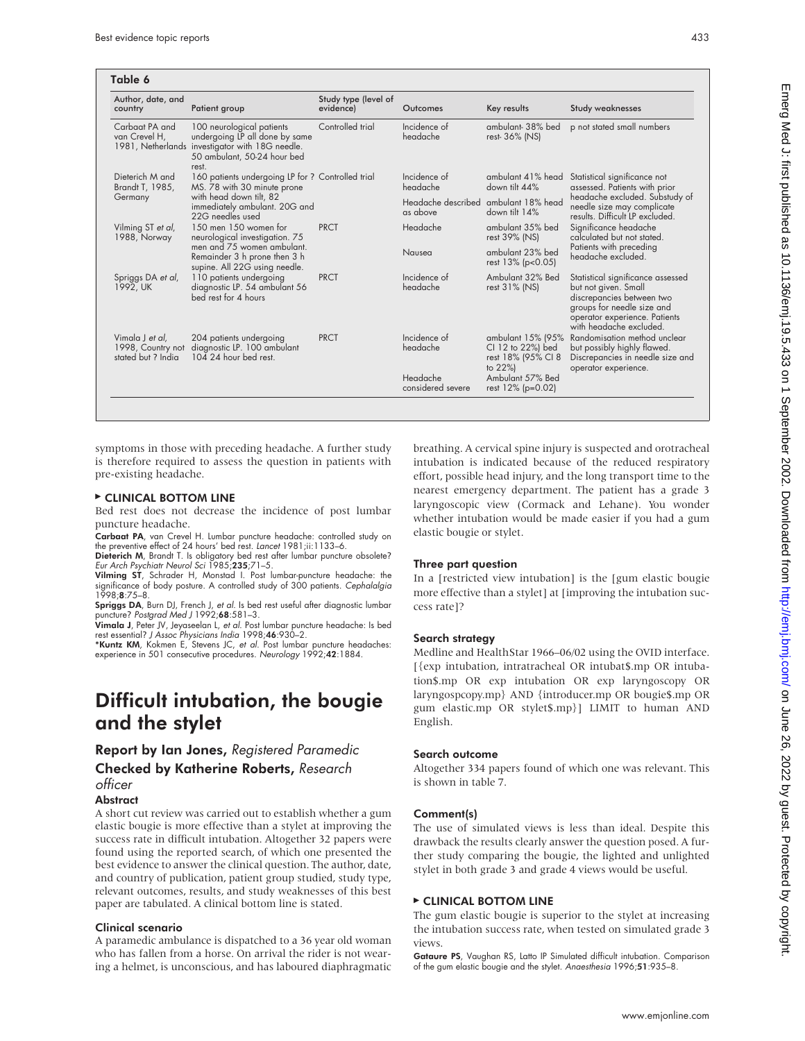**Table 6**

| Author, date, and country | Patient group | Study type (level of evidence) | Outcomes | Key results | Study weaknesses |
|---|---|---|---|---|---|
| Carbaat PA and van Crevel H, 1981, Netherlands | 100 neurological patients undergoing LP all done by same investigator with 18G needle. 50 ambulant, 50-24 hour bed rest. | Controlled trial | Incidence of headache | ambulant- 38% bed rest- 36% (NS) | p not stated small numbers |
| Dieterich M and Brandt T, 1985, Germany | 160 patients undergoing LP for ? MS. 78 with 30 minute prone with head down tilt, 82 immediately ambulant. 20G and 22G needles used | Controlled trial | Incidence of headache | ambulant 41% head down tilt 44% | Statistical significance not assessed. Patients with prior headache excluded. Substudy of needle size may complicate results. Difficult LP excluded. |
| | | | Headache described as above | ambulant 18% head down tilt 14% | |
| Vilming ST *et al*, 1988, Norway | 150 men 150 women for neurological investigation. 75 men and 75 women ambulant. Remainder 3 h prone then 3 h supine. All 22G using needle. | PRCT | Headache | ambulant 35% bed rest 39% (NS) | Significance headache calculated but not stated. Patients with preceding headache excluded. |
| | | | Nausea | ambulant 23% bed rest 13% ($p<0.05$) | |
| Spriggs DA *et al*, 1992, UK | 110 patients undergoing diagnostic LP. 54 ambulant 56 bed rest for 4 hours | PRCT | Incidence of headache | Ambulant 32% Bed rest 31% (NS) | Statistical significance assessed but not given. Small discrepancies between two groups for needle size and operator experience. Patients with headache excluded. |
| Vimala J *et al*, 1998, Country not stated but ? India | 204 patients undergoing diagnostic LP. 100 ambulant 104 24 hour bed rest. | PRCT | Incidence of headache | ambulant 15% (95% CI 12 to 22%) bed rest 18% (95% CI 8 to 22%) | Randomisation method unclear but possibly highly flawed. Discrepancies in needle size and operator experience. |
| | | | Headache considered severe | Ambulant 57% Bed rest 12% ($p=0.02$) | |

symptoms in those with preceding headache. A further study is therefore required to assess the question in patients with pre-existing headache.

### ▸ CLINICAL BOTTOM LINE

Bed rest does not decrease the incidence of post lumbar puncture headache.

**Carbaat PA**, van Crevel H. Lumbar puncture headache: controlled study on the preventive effect of 24 hours' bed rest. *Lancet* 1981;ii:1133–6.

**Dieterich M**, Brandt T. Is obligatory bed rest after lumbar puncture obsolete? *Eur Arch Psychiatr Neurol Sci* 1985;**235**;71–5.

**Vilming ST**, Schrader H, Monstad I. Post lumbar-puncture headache: the significance of body posture. A controlled study of 300 patients. *Cephalalgia* 1998;**8**:75–8.

**Spriggs DA**, Burn DJ, French J, *et al*. Is bed rest useful after diagnostic lumbar puncture? *Postgrad Med J* 1992;**68**:581–3.

**Vimala J**, Peter JV, Jeyaseelan L, *et al*. Post lumbar puncture headache: Is bed rest essential? *J Assoc Physicians India* 1998;**46**:930–2.

***Kuntz KM**, Kokmen E, Stevens JC, *et al*. Post lumbar puncture headaches: experience in 501 consecutive procedures. *Neurology* 1992;**42**:1884.

# Difficult intubation, the bougie and the stylet

**Report by Ian Jones,** *Registered Paramedic*
**Checked by Katherine Roberts,** *Research officer*

### Abstract

A short cut review was carried out to establish whether a gum elastic bougie is more effective than a stylet at improving the success rate in difficult intubation. Altogether 32 papers were found using the reported search, of which one presented the best evidence to answer the clinical question. The author, date, and country of publication, patient group studied, study type, relevant outcomes, results, and study weaknesses of this best paper are tabulated. A clinical bottom line is stated.

### Clinical scenario

A paramedic ambulance is dispatched to a 36 year old woman who has fallen from a horse. On arrival the rider is not wearing a helmet, is unconscious, and has laboured diaphragmatic breathing. A cervical spine injury is suspected and orotracheal intubation is indicated because of the reduced respiratory effort, possible head injury, and the long transport time to the nearest emergency department. The patient has a grade 3 laryngoscopic view (Cormack and Lehane). You wonder whether intubation would be made easier if you had a gum elastic bougie or stylet.

### Three part question

In a [restricted view intubation] is the [gum elastic bougie more effective than a stylet] at [improving the intubation success rate]?

### Search strategy

Medline and HealthStar 1966–06/02 using the OVID interface. [{exp intubation, intratracheal OR intubat$.mp OR intubation$.mp OR exp intubation OR exp laryngoscopy OR laryngospcopy.mp} AND {introducer.mp OR bougie$.mp OR gum elastic.mp OR stylet$.mp}] LIMIT to human AND English.

### Search outcome

Altogether 334 papers found of which one was relevant. This is shown in table 7.

### Comment(s)

The use of simulated views is less than ideal. Despite this drawback the results clearly answer the question posed. A further study comparing the bougie, the lighted and unlighted stylet in both grade 3 and grade 4 views would be useful.

### ▸ CLINICAL BOTTOM LINE

The gum elastic bougie is superior to the stylet at increasing the intubation success rate, when tested on simulated grade 3 views.

**Gataure PS**, Vaughan RS, Latto IP Simulated difficult intubation. Comparison of the gum elastic bougie and the stylet. *Anaesthesia* 1996;**51**:935–8.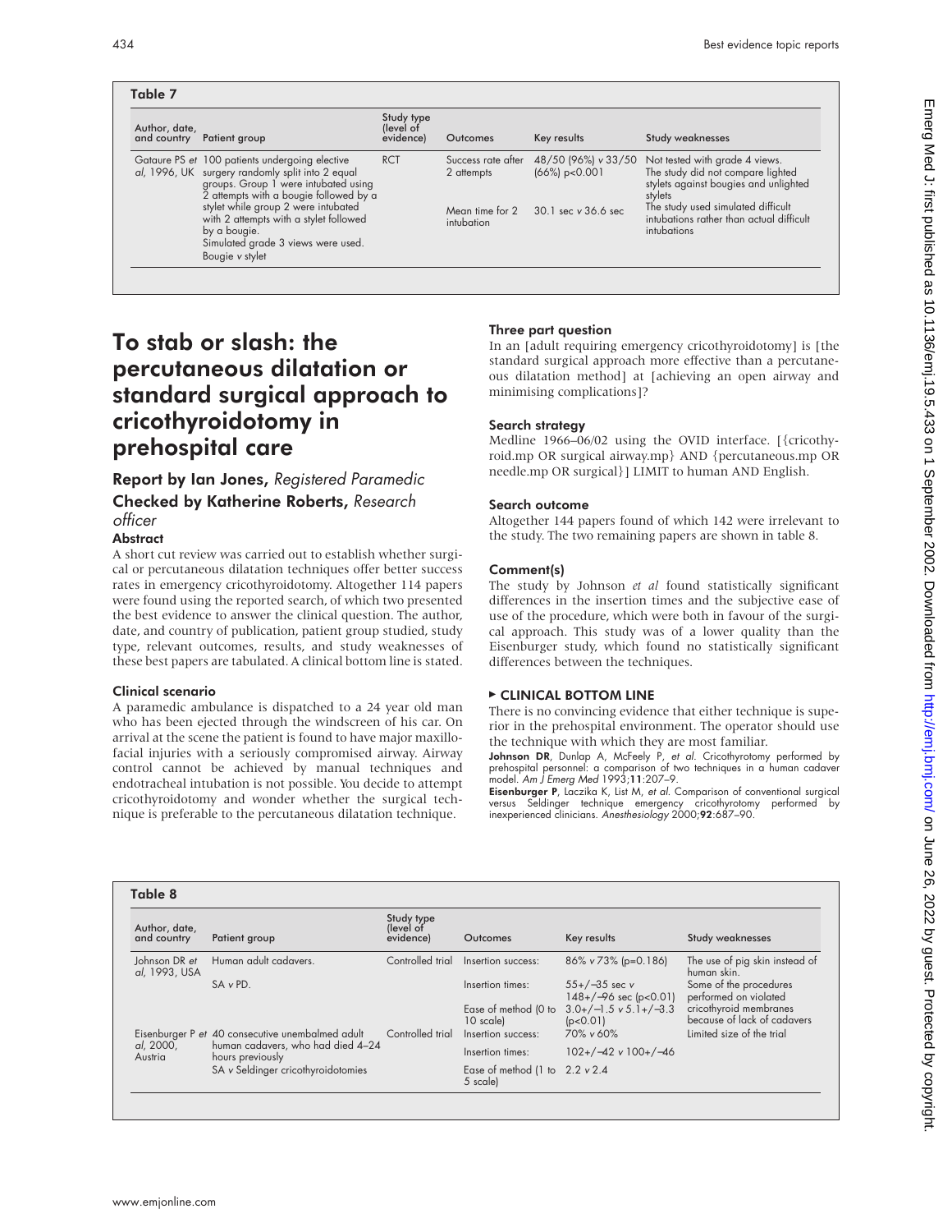**Table 7**

| Author, date, and country | Patient group | Study type (level of evidence) | Outcomes | Key results | Study weaknesses |
| --- | --- | --- | --- | --- | --- |
| Gataure PS *et al*, 1996, UK | 100 patients undergoing elective surgery randomly split into 2 equal groups. Group 1 were intubated using 2 attempts with a bougie followed by a stylet while group 2 were intubated with 2 attempts with a stylet followed by a bougie. Simulated grade 3 views were used. Bougie *v* stylet | RCT | Success rate after 2 attempts | 48/50 (96%) *v* 33/50 (66%) p<0.001 | Not tested with grade 4 views. The study did not compare lighted stylets against bougies and unlighted stylets |
| | | | Mean time for 2 intubation | 30.1 sec *v* 36.6 sec | The study used simulated difficult intubations rather than actual difficult intubations |

# To stab or slash: the percutaneous dilatation or standard surgical approach to cricothyroidotomy in prehospital care

**Report by Ian Jones,** *Registered Paramedic*
**Checked by Katherine Roberts,** *Research officer*

### Abstract

A short cut review was carried out to establish whether surgical or percutaneous dilatation techniques offer better success rates in emergency cricothyroidotomy. Altogether 114 papers were found using the reported search, of which two presented the best evidence to answer the clinical question. The author, date, and country of publication, patient group studied, study type, relevant outcomes, results, and study weaknesses of these best papers are tabulated. A clinical bottom line is stated.

### Clinical scenario

A paramedic ambulance is dispatched to a 24 year old man who has been ejected through the windscreen of his car. On arrival at the scene the patient is found to have major maxillofacial injuries with a seriously compromised airway. Airway control cannot be achieved by manual techniques and endotracheal intubation is not possible. You decide to attempt cricothyroidotomy and wonder whether the surgical technique is preferable to the percutaneous dilatation technique.

### Three part question

In an [adult requiring emergency cricothyroidotomy] is [the standard surgical approach more effective than a percutaneous dilatation method] at [achieving an open airway and minimising complications]?

### Search strategy

Medline 1966–06/02 using the OVID interface. [{cricothyroid.mp OR surgical airway.mp} AND {percutaneous.mp OR needle.mp OR surgical}] LIMIT to human AND English.

### Search outcome

Altogether 144 papers found of which 142 were irrelevant to the study. The two remaining papers are shown in table 8.

### Comment(s)

The study by Johnson *et al* found statistically significant differences in the insertion times and the subjective ease of use of the procedure, which were both in favour of the surgical approach. This study was of a lower quality than the Eisenburger study, which found no statistically significant differences between the techniques.

### ▸ CLINICAL BOTTOM LINE

There is no convincing evidence that either technique is superior in the prehospital environment. The operator should use the technique with which they are most familiar.

**Johnson DR**, Dunlap A, McFeely P, *et al*. Cricothyrotomy performed by prehospital personnel: a comparison of two techniques in a human cadaver model. *Am J Emerg Med* 1993;**11**:207–9.

**Eisenburger P**, Laczika K, List M, *et al*. Comparison of conventional surgical versus Seldinger technique emergency cricothyrotomy performed by inexperienced clinicians. *Anesthesiology* 2000;**92**:687–90.

**Table 8**

| Author, date, and country | Patient group | Study type (level of evidence) | Outcomes | Key results | Study weaknesses |
| --- | --- | --- | --- | --- | --- |
| Johnson DR *et al*, 1993, USA | Human adult cadavers. SA *v* PD. | Controlled trial | Insertion success: | 86% *v* 73% (p=0.186) | The use of pig skin instead of human skin. |
| | | | Insertion times: | 55+/–35 sec *v* 148+/–96 sec (p<0.01) | Some of the procedures performed on violated |
| | | | Ease of method (0 to 10 scale) | 3.0+/–1.5 *v* 5.1+/–3.3 (p<0.01) | cricothyroid membranes because of lack of cadavers |
| Eisenburger P *et al*, 2000, Austria | 40 consecutive unembalmed adult human cadavers, who had died 4–24 hours previously. SA *v* Seldinger cricothyroidotomies | Controlled trial | Insertion success: | 70% *v* 60% | Limited size of the trial |
| | | | Insertion times: | 102+/–42 *v* 100+/–46 | |
| | | | Ease of method (1 to 5 scale) | 2.2 *v* 2.4 | |